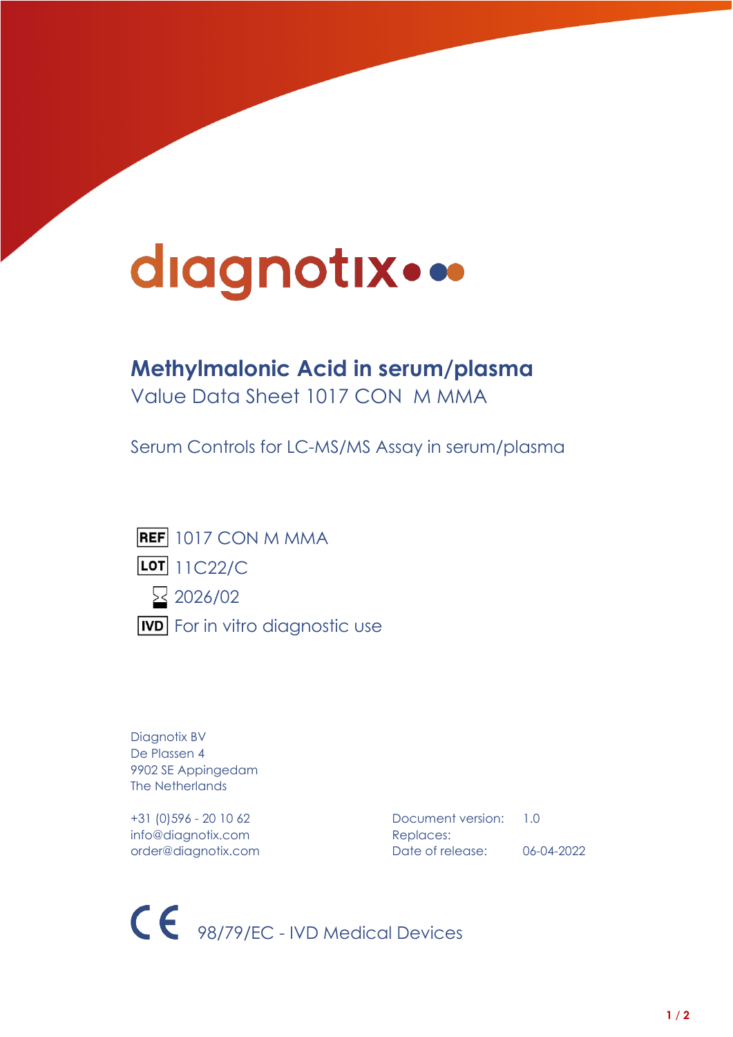diagnotix

# Methylmalonic Acid in serum/plasma

Value Data Sheet 1017 CON M MMA

Serum Controls for LC-MS/MS Assay in serum/plasma

REF 1017 CON M MMA

LOT 11C22/C

2026/02

IVD For in vitro diagnostic use

Diagnotix BV
De Plassen 4
9902 SE Appingedam
The Netherlands

+31 (0)596 - 20 10 62
info@diagnotix.com
order@diagnotix.com

Document version: 1.0
Replaces:
Date of release: 06-04-2022

CE 98/79/EC - IVD Medical Devices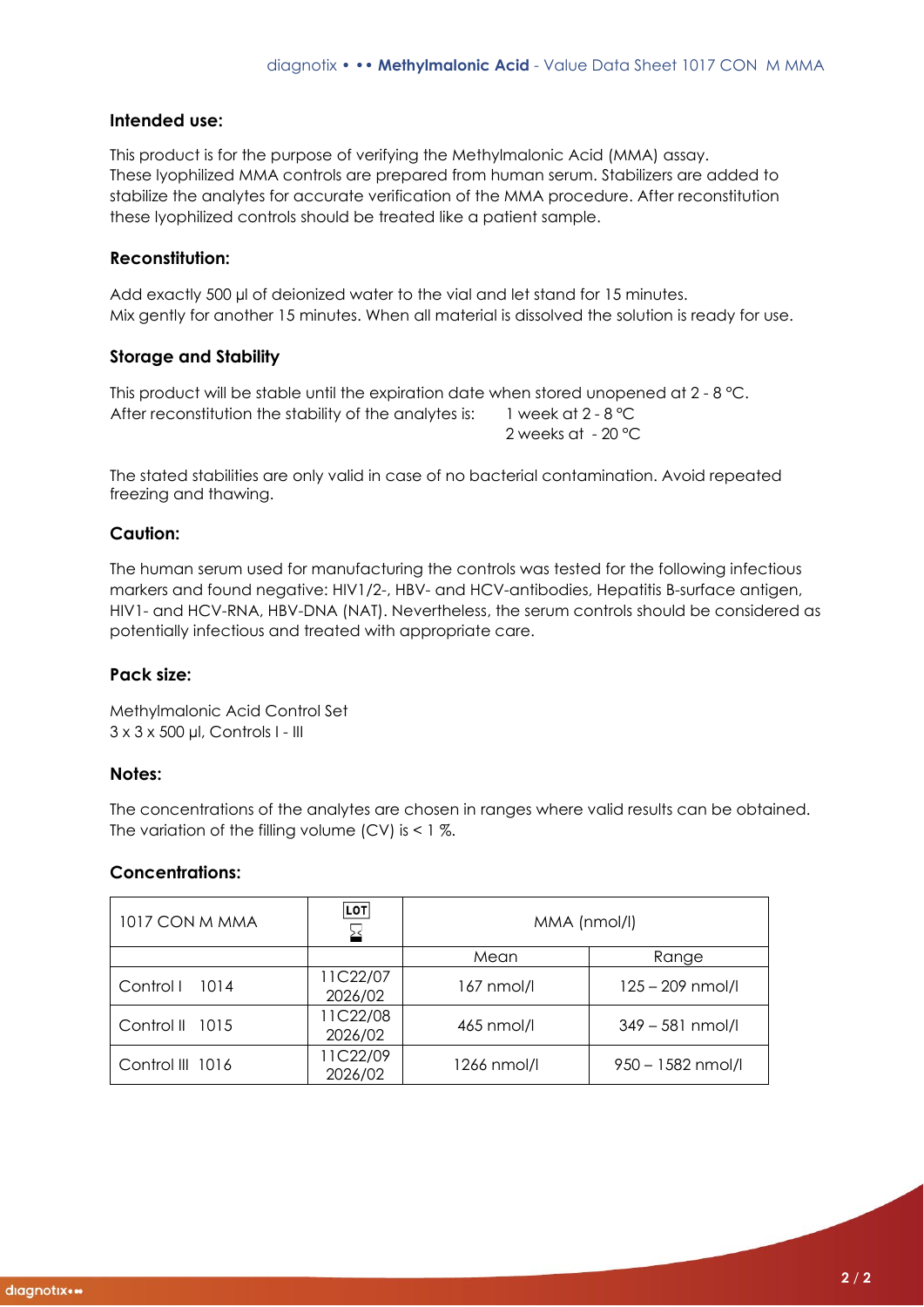### Intended use:

This product is for the purpose of verifying the Methylmalonic Acid (MMA) assay.
These lyophilized MMA controls are prepared from human serum. Stabilizers are added to stabilize the analytes for accurate verification of the MMA procedure. After reconstitution these lyophilized controls should be treated like a patient sample.

### Reconstitution:

Add exactly 500 µl of deionized water to the vial and let stand for 15 minutes.
Mix gently for another 15 minutes. When all material is dissolved the solution is ready for use.

### Storage and Stability

This product will be stable until the expiration date when stored unopened at 2 - 8 °C.
After reconstitution the stability of the analytes is: 1 week at 2 - 8 °C
2 weeks at - 20 °C

The stated stabilities are only valid in case of no bacterial contamination. Avoid repeated freezing and thawing.

### Caution:

The human serum used for manufacturing the controls was tested for the following infectious markers and found negative: HIV1/2-, HBV- and HCV-antibodies, Hepatitis B-surface antigen, HIV1- and HCV-RNA, HBV-DNA (NAT). Nevertheless, the serum controls should be considered as potentially infectious and treated with appropriate care.

### Pack size:

Methylmalonic Acid Control Set
3 x 3 x 500 µl, Controls I - III

### Notes:

The concentrations of the analytes are chosen in ranges where valid results can be obtained. The variation of the filling volume (CV) is < 1 %.

### Concentrations:

| 1017 CON M MMA | LOT / Expiry | MMA (nmol/l) | |
|---|---|---|---|
| | | Mean | Range |
| Control I 1014 | 11C22/07 2026/02 | 167 nmol/l | 125 – 209 nmol/l |
| Control II 1015 | 11C22/08 2026/02 | 465 nmol/l | 349 – 581 nmol/l |
| Control III 1016 | 11C22/09 2026/02 | 1266 nmol/l | 950 – 1582 nmol/l |